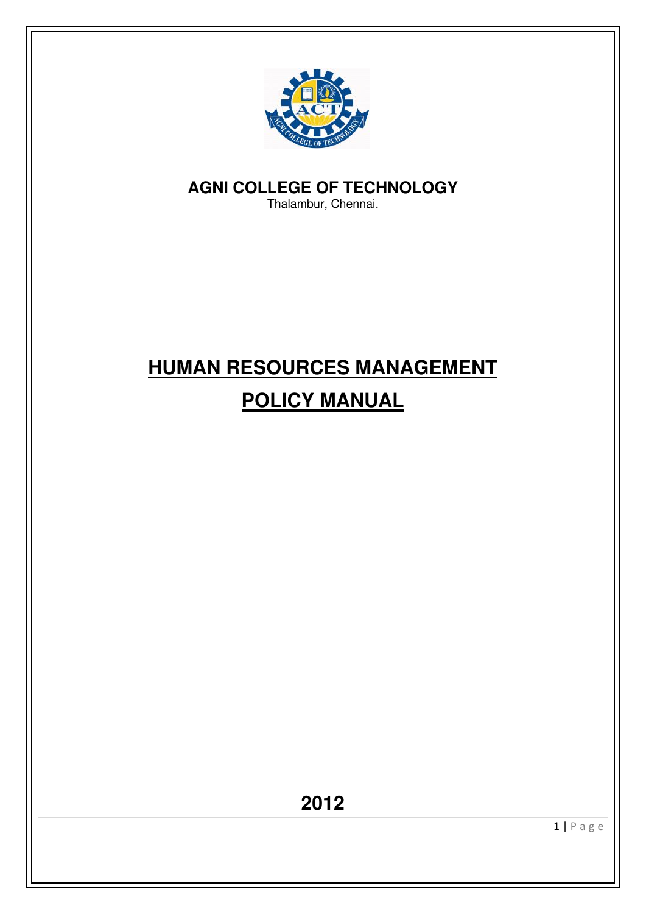**AGNI COLLEGE OF TECHNOLOGY**

Thalambur, Chennai.

# HUMAN RESOURCES MANAGEMENT POLICY MANUAL

**2012**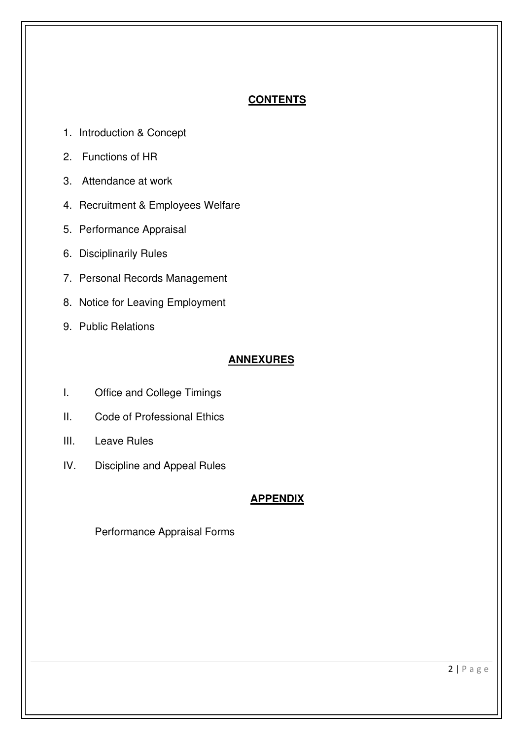## CONTENTS

1. Introduction & Concept
2. Functions of HR
3. Attendance at work
4. Recruitment & Employees Welfare
5. Performance Appraisal
6. Disciplinarily Rules
7. Personal Records Management
8. Notice for Leaving Employment
9. Public Relations

## ANNEXURES

I. Office and College Timings

II. Code of Professional Ethics

III. Leave Rules

IV. Discipline and Appeal Rules

## APPENDIX

Performance Appraisal Forms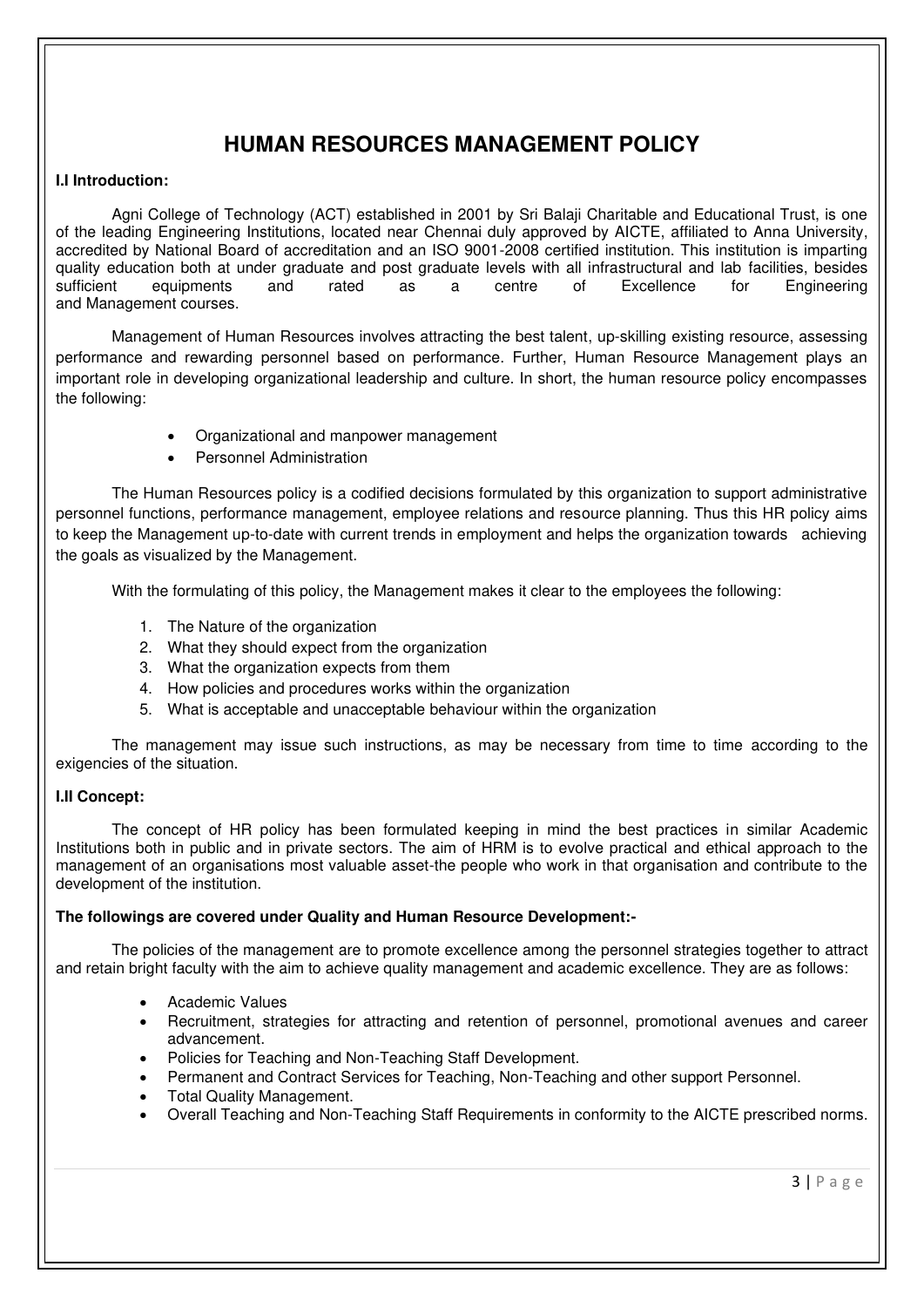# HUMAN RESOURCES MANAGEMENT POLICY

**I.I Introduction:**

Agni College of Technology (ACT) established in 2001 by Sri Balaji Charitable and Educational Trust, is one of the leading Engineering Institutions, located near Chennai duly approved by AICTE, affiliated to Anna University, accredited by National Board of accreditation and an ISO 9001-2008 certified institution. This institution is imparting quality education both at under graduate and post graduate levels with all infrastructural and lab facilities, besides sufficient equipments and rated as a centre of Excellence for Engineering and Management courses.

Management of Human Resources involves attracting the best talent, up-skilling existing resource, assessing performance and rewarding personnel based on performance. Further, Human Resource Management plays an important role in developing organizational leadership and culture. In short, the human resource policy encompasses the following:

- Organizational and manpower management
- Personnel Administration

The Human Resources policy is a codified decisions formulated by this organization to support administrative personnel functions, performance management, employee relations and resource planning. Thus this HR policy aims to keep the Management up-to-date with current trends in employment and helps the organization towards achieving the goals as visualized by the Management.

With the formulating of this policy, the Management makes it clear to the employees the following:

1. The Nature of the organization
2. What they should expect from the organization
3. What the organization expects from them
4. How policies and procedures works within the organization
5. What is acceptable and unacceptable behaviour within the organization

The management may issue such instructions, as may be necessary from time to time according to the exigencies of the situation.

**I.II Concept:**

The concept of HR policy has been formulated keeping in mind the best practices in similar Academic Institutions both in public and in private sectors. The aim of HRM is to evolve practical and ethical approach to the management of an organisations most valuable asset-the people who work in that organisation and contribute to the development of the institution.

**The followings are covered under Quality and Human Resource Development:-**

The policies of the management are to promote excellence among the personnel strategies together to attract and retain bright faculty with the aim to achieve quality management and academic excellence. They are as follows:

- Academic Values
- Recruitment, strategies for attracting and retention of personnel, promotional avenues and career advancement.
- Policies for Teaching and Non-Teaching Staff Development.
- Permanent and Contract Services for Teaching, Non-Teaching and other support Personnel.
- Total Quality Management.
- Overall Teaching and Non-Teaching Staff Requirements in conformity to the AICTE prescribed norms.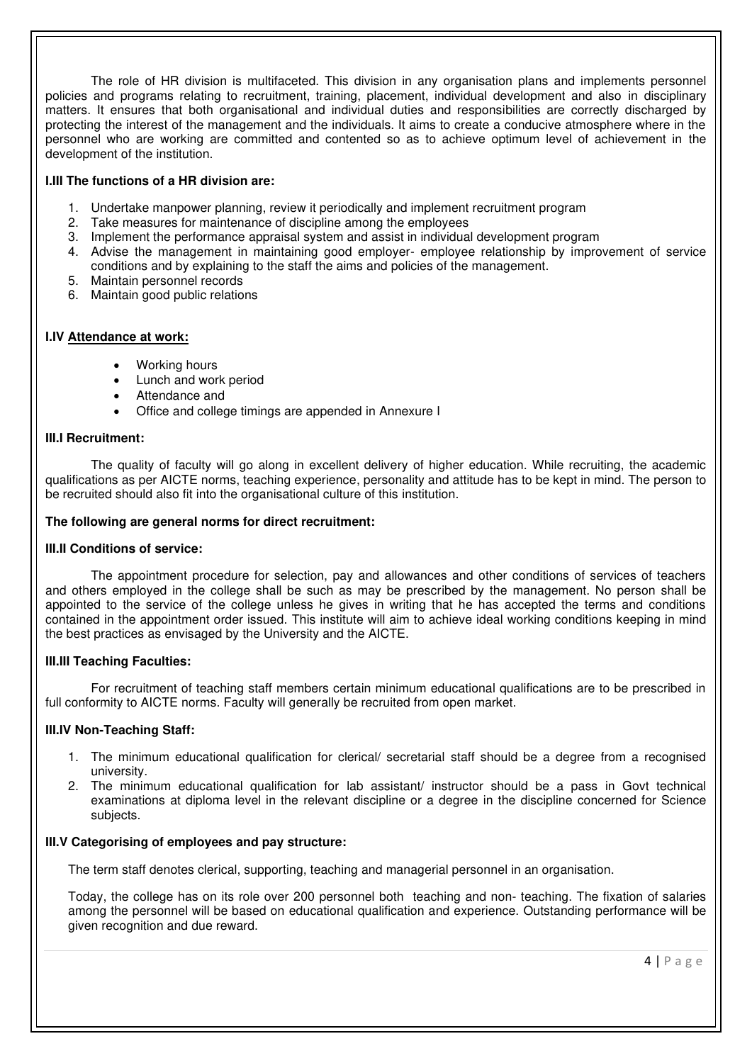The role of HR division is multifaceted. This division in any organisation plans and implements personnel policies and programs relating to recruitment, training, placement, individual development and also in disciplinary matters. It ensures that both organisational and individual duties and responsibilities are correctly discharged by protecting the interest of the management and the individuals. It aims to create a conducive atmosphere where in the personnel who are working are committed and contented so as to achieve optimum level of achievement in the development of the institution.

**I.III The functions of a HR division are:**

1. Undertake manpower planning, review it periodically and implement recruitment program
2. Take measures for maintenance of discipline among the employees
3. Implement the performance appraisal system and assist in individual development program
4. Advise the management in maintaining good employer- employee relationship by improvement of service conditions and by explaining to the staff the aims and policies of the management.
5. Maintain personnel records
6. Maintain good public relations

**I.IV <u>Attendance at work:</u>**

- Working hours
- Lunch and work period
- Attendance and
- Office and college timings are appended in Annexure I

**III.I Recruitment:**

The quality of faculty will go along in excellent delivery of higher education. While recruiting, the academic qualifications as per AICTE norms, teaching experience, personality and attitude has to be kept in mind. The person to be recruited should also fit into the organisational culture of this institution.

**The following are general norms for direct recruitment:**

**III.II Conditions of service:**

The appointment procedure for selection, pay and allowances and other conditions of services of teachers and others employed in the college shall be such as may be prescribed by the management. No person shall be appointed to the service of the college unless he gives in writing that he has accepted the terms and conditions contained in the appointment order issued. This institute will aim to achieve ideal working conditions keeping in mind the best practices as envisaged by the University and the AICTE.

**III.III Teaching Faculties:**

For recruitment of teaching staff members certain minimum educational qualifications are to be prescribed in full conformity to AICTE norms. Faculty will generally be recruited from open market.

**III.IV Non-Teaching Staff:**

1. The minimum educational qualification for clerical/ secretarial staff should be a degree from a recognised university.
2. The minimum educational qualification for lab assistant/ instructor should be a pass in Govt technical examinations at diploma level in the relevant discipline or a degree in the discipline concerned for Science subjects.

**III.V Categorising of employees and pay structure:**

The term staff denotes clerical, supporting, teaching and managerial personnel in an organisation.

Today, the college has on its role over 200 personnel both teaching and non- teaching. The fixation of salaries among the personnel will be based on educational qualification and experience. Outstanding performance will be given recognition and due reward.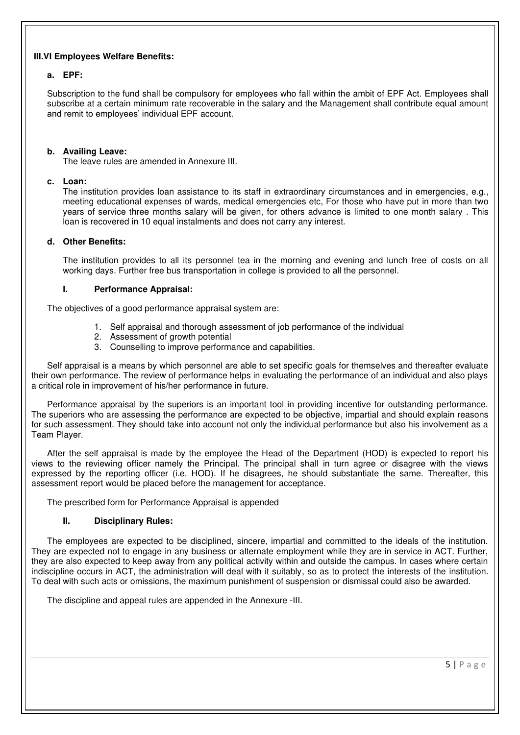### III.VI Employees Welfare Benefits:

**a. EPF:**

Subscription to the fund shall be compulsory for employees who fall within the ambit of EPF Act. Employees shall subscribe at a certain minimum rate recoverable in the salary and the Management shall contribute equal amount and remit to employees' individual EPF account.

**b. Availing Leave:**

The leave rules are amended in Annexure III.

**c. Loan:**

The institution provides loan assistance to its staff in extraordinary circumstances and in emergencies, e.g., meeting educational expenses of wards, medical emergencies etc, For those who have put in more than two years of service three months salary will be given, for others advance is limited to one month salary . This loan is recovered in 10 equal instalments and does not carry any interest.

**d. Other Benefits:**

The institution provides to all its personnel tea in the morning and evening and lunch free of costs on all working days. Further free bus transportation in college is provided to all the personnel.

#### I. Performance Appraisal:

The objectives of a good performance appraisal system are:

1. Self appraisal and thorough assessment of job performance of the individual
2. Assessment of growth potential
3. Counselling to improve performance and capabilities.

Self appraisal is a means by which personnel are able to set specific goals for themselves and thereafter evaluate their own performance. The review of performance helps in evaluating the performance of an individual and also plays a critical role in improvement of his/her performance in future.

Performance appraisal by the superiors is an important tool in providing incentive for outstanding performance. The superiors who are assessing the performance are expected to be objective, impartial and should explain reasons for such assessment. They should take into account not only the individual performance but also his involvement as a Team Player.

After the self appraisal is made by the employee the Head of the Department (HOD) is expected to report his views to the reviewing officer namely the Principal. The principal shall in turn agree or disagree with the views expressed by the reporting officer (i.e. HOD). If he disagrees, he should substantiate the same. Thereafter, this assessment report would be placed before the management for acceptance.

The prescribed form for Performance Appraisal is appended

#### II. Disciplinary Rules:

The employees are expected to be disciplined, sincere, impartial and committed to the ideals of the institution. They are expected not to engage in any business or alternate employment while they are in service in ACT. Further, they are also expected to keep away from any political activity within and outside the campus. In cases where certain indiscipline occurs in ACT, the administration will deal with it suitably, so as to protect the interests of the institution. To deal with such acts or omissions, the maximum punishment of suspension or dismissal could also be awarded.

The discipline and appeal rules are appended in the Annexure -III.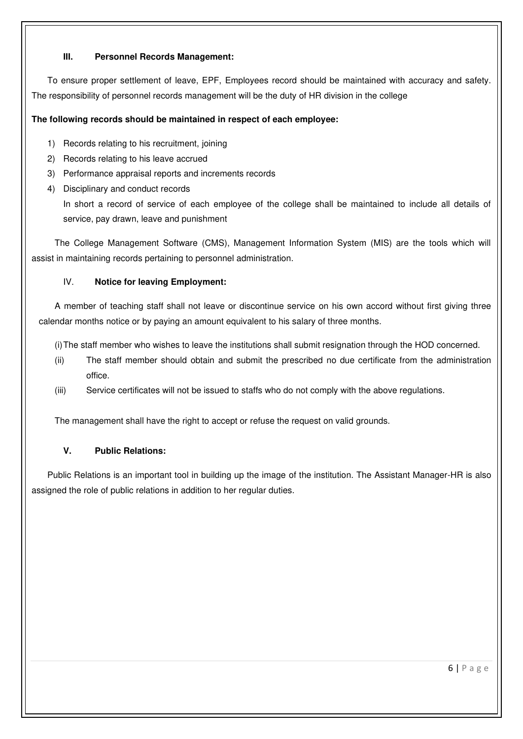### III. Personnel Records Management:

To ensure proper settlement of leave, EPF, Employees record should be maintained with accuracy and safety. The responsibility of personnel records management will be the duty of HR division in the college

**The following records should be maintained in respect of each employee:**

1) Records relating to his recruitment, joining
2) Records relating to his leave accrued
3) Performance appraisal reports and increments records
4) Disciplinary and conduct records

   In short a record of service of each employee of the college shall be maintained to include all details of service, pay drawn, leave and punishment

The College Management Software (CMS), Management Information System (MIS) are the tools which will assist in maintaining records pertaining to personnel administration.

### IV. Notice for leaving Employment:

A member of teaching staff shall not leave or discontinue service on his own accord without first giving three calendar months notice or by paying an amount equivalent to his salary of three months.

(i) The staff member who wishes to leave the institutions shall submit resignation through the HOD concerned.

(ii) The staff member should obtain and submit the prescribed no due certificate from the administration office.

(iii) Service certificates will not be issued to staffs who do not comply with the above regulations.

The management shall have the right to accept or refuse the request on valid grounds.

### V. Public Relations:

Public Relations is an important tool in building up the image of the institution. The Assistant Manager-HR is also assigned the role of public relations in addition to her regular duties.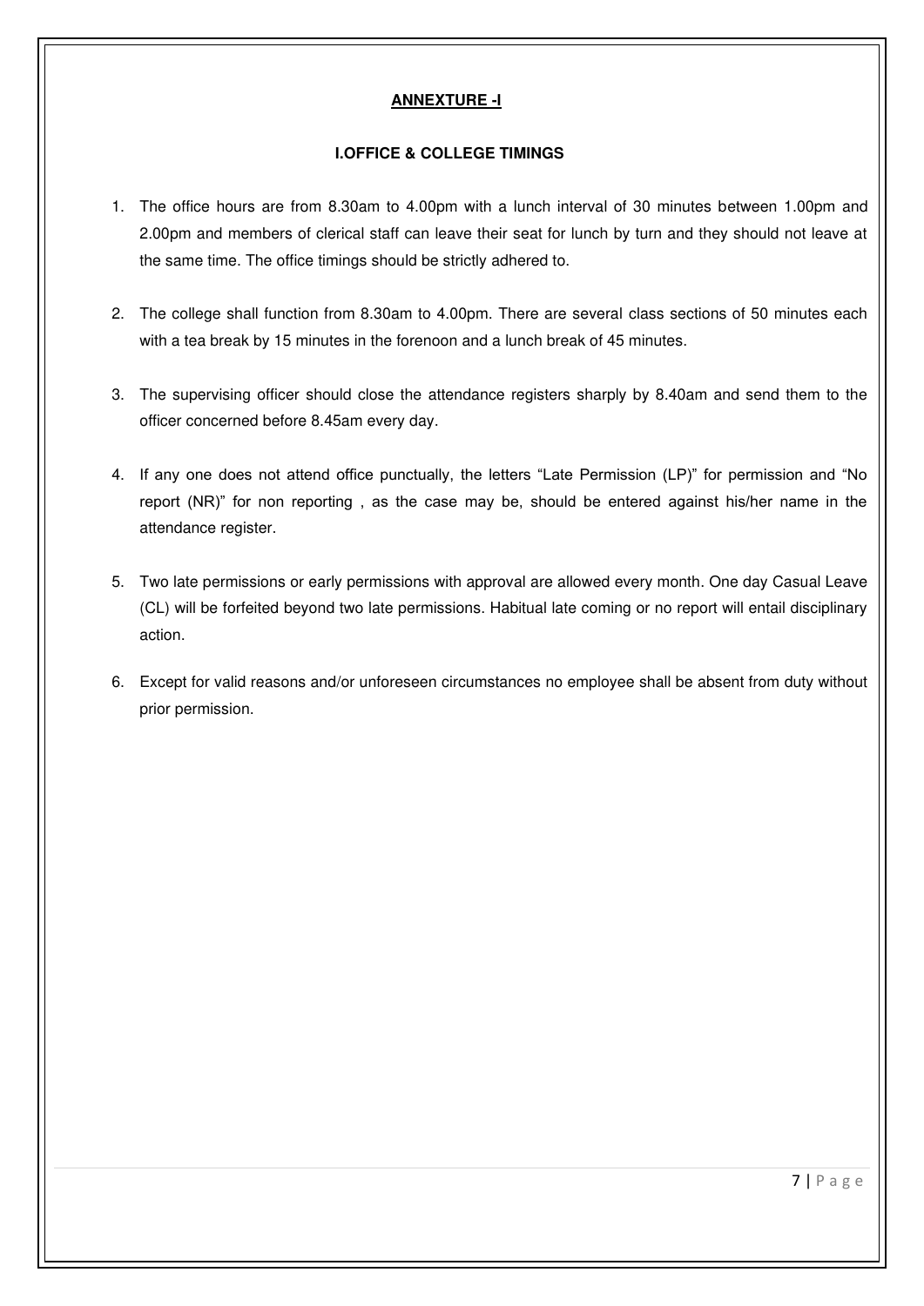## ANNEXTURE -I

### I.OFFICE & COLLEGE TIMINGS

1. The office hours are from 8.30am to 4.00pm with a lunch interval of 30 minutes between 1.00pm and 2.00pm and members of clerical staff can leave their seat for lunch by turn and they should not leave at the same time. The office timings should be strictly adhered to.

2. The college shall function from 8.30am to 4.00pm. There are several class sections of 50 minutes each with a tea break by 15 minutes in the forenoon and a lunch break of 45 minutes.

3. The supervising officer should close the attendance registers sharply by 8.40am and send them to the officer concerned before 8.45am every day.

4. If any one does not attend office punctually, the letters "Late Permission (LP)" for permission and "No report (NR)" for non reporting , as the case may be, should be entered against his/her name in the attendance register.

5. Two late permissions or early permissions with approval are allowed every month. One day Casual Leave (CL) will be forfeited beyond two late permissions. Habitual late coming or no report will entail disciplinary action.

6. Except for valid reasons and/or unforeseen circumstances no employee shall be absent from duty without prior permission.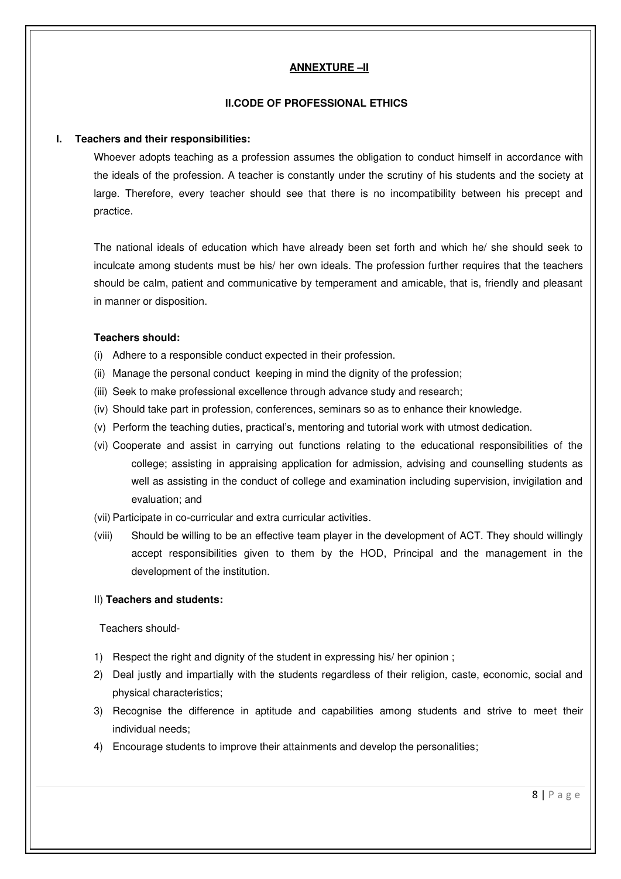## ANNEXTURE –II

### II.CODE OF PROFESSIONAL ETHICS

**I. Teachers and their responsibilities:**

Whoever adopts teaching as a profession assumes the obligation to conduct himself in accordance with the ideals of the profession. A teacher is constantly under the scrutiny of his students and the society at large. Therefore, every teacher should see that there is no incompatibility between his precept and practice.

The national ideals of education which have already been set forth and which he/ she should seek to inculcate among students must be his/ her own ideals. The profession further requires that the teachers should be calm, patient and communicative by temperament and amicable, that is, friendly and pleasant in manner or disposition.

**Teachers should:**

(i) Adhere to a responsible conduct expected in their profession.

(ii) Manage the personal conduct keeping in mind the dignity of the profession;

(iii) Seek to make professional excellence through advance study and research;

(iv) Should take part in profession, conferences, seminars so as to enhance their knowledge.

(v) Perform the teaching duties, practical's, mentoring and tutorial work with utmost dedication.

(vi) Cooperate and assist in carrying out functions relating to the educational responsibilities of the college; assisting in appraising application for admission, advising and counselling students as well as assisting in the conduct of college and examination including supervision, invigilation and evaluation; and

(vii) Participate in co-curricular and extra curricular activities.

(viii) Should be willing to be an effective team player in the development of ACT. They should willingly accept responsibilities given to them by the HOD, Principal and the management in the development of the institution.

II) **Teachers and students:**

Teachers should-

1) Respect the right and dignity of the student in expressing his/ her opinion ;
2) Deal justly and impartially with the students regardless of their religion, caste, economic, social and physical characteristics;
3) Recognise the difference in aptitude and capabilities among students and strive to meet their individual needs;
4) Encourage students to improve their attainments and develop the personalities;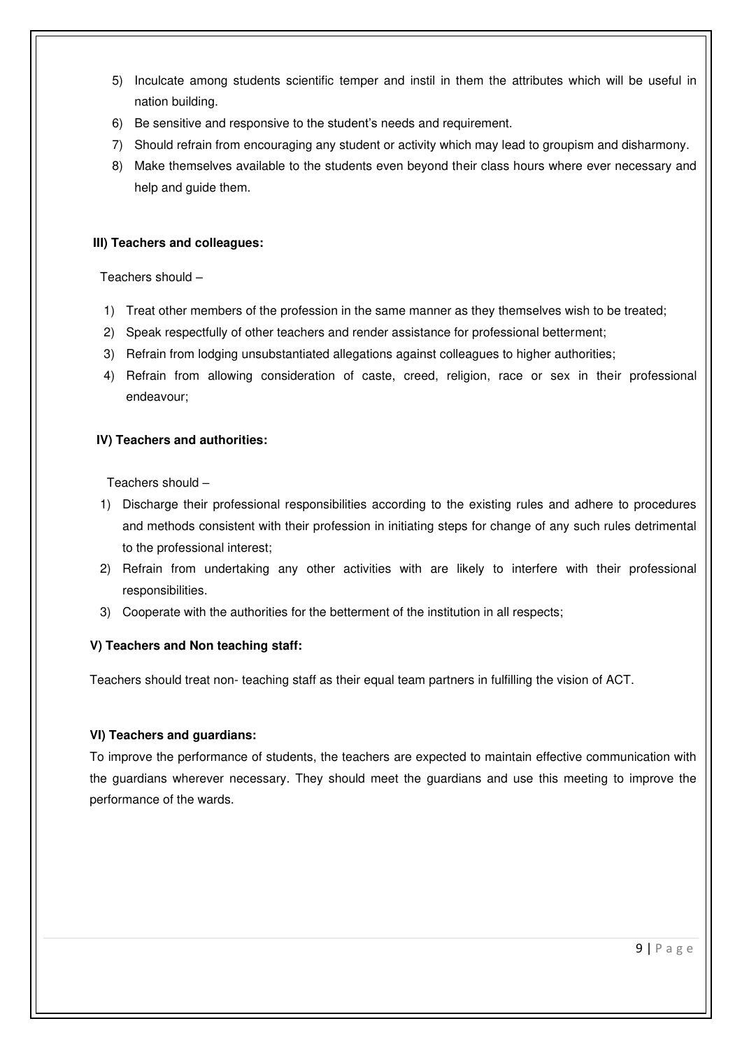5) Inculcate among students scientific temper and instil in them the attributes which will be useful in nation building.
6) Be sensitive and responsive to the student's needs and requirement.
7) Should refrain from encouraging any student or activity which may lead to groupism and disharmony.
8) Make themselves available to the students even beyond their class hours where ever necessary and help and guide them.

**III) Teachers and colleagues:**

Teachers should –

1) Treat other members of the profession in the same manner as they themselves wish to be treated;
2) Speak respectfully of other teachers and render assistance for professional betterment;
3) Refrain from lodging unsubstantiated allegations against colleagues to higher authorities;
4) Refrain from allowing consideration of caste, creed, religion, race or sex in their professional endeavour;

**IV) Teachers and authorities:**

Teachers should –

1) Discharge their professional responsibilities according to the existing rules and adhere to procedures and methods consistent with their profession in initiating steps for change of any such rules detrimental to the professional interest;
2) Refrain from undertaking any other activities with are likely to interfere with their professional responsibilities.
3) Cooperate with the authorities for the betterment of the institution in all respects;

**V) Teachers and Non teaching staff:**

Teachers should treat non- teaching staff as their equal team partners in fulfilling the vision of ACT.

**VI) Teachers and guardians:**

To improve the performance of students, the teachers are expected to maintain effective communication with the guardians wherever necessary. They should meet the guardians and use this meeting to improve the performance of the wards.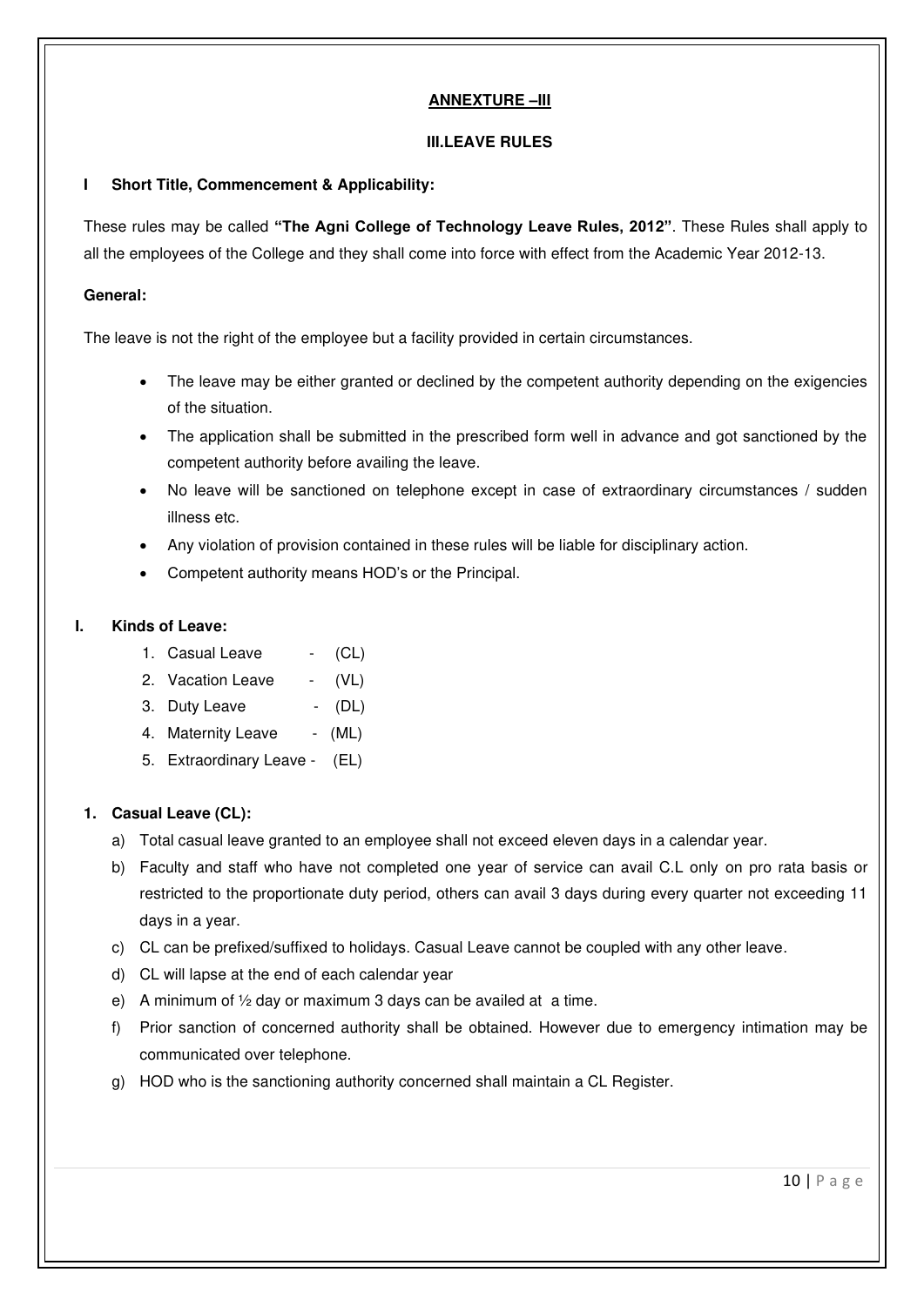## ANNEXTURE –III

### III.LEAVE RULES

**I Short Title, Commencement & Applicability:**

These rules may be called **"The Agni College of Technology Leave Rules, 2012"**. These Rules shall apply to all the employees of the College and they shall come into force with effect from the Academic Year 2012-13.

**General:**

The leave is not the right of the employee but a facility provided in certain circumstances.

- The leave may be either granted or declined by the competent authority depending on the exigencies of the situation.
- The application shall be submitted in the prescribed form well in advance and got sanctioned by the competent authority before availing the leave.
- No leave will be sanctioned on telephone except in case of extraordinary circumstances / sudden illness etc.
- Any violation of provision contained in these rules will be liable for disciplinary action.
- Competent authority means HOD's or the Principal.

**I. Kinds of Leave:**

1. Casual Leave - (CL)
2. Vacation Leave - (VL)
3. Duty Leave - (DL)
4. Maternity Leave - (ML)
5. Extraordinary Leave - (EL)

**1. Casual Leave (CL):**

a) Total casual leave granted to an employee shall not exceed eleven days in a calendar year.

b) Faculty and staff who have not completed one year of service can avail C.L only on pro rata basis or restricted to the proportionate duty period, others can avail 3 days during every quarter not exceeding 11 days in a year.

c) CL can be prefixed/suffixed to holidays. Casual Leave cannot be coupled with any other leave.

d) CL will lapse at the end of each calendar year

e) A minimum of ½ day or maximum 3 days can be availed at a time.

f) Prior sanction of concerned authority shall be obtained. However due to emergency intimation may be communicated over telephone.

g) HOD who is the sanctioning authority concerned shall maintain a CL Register.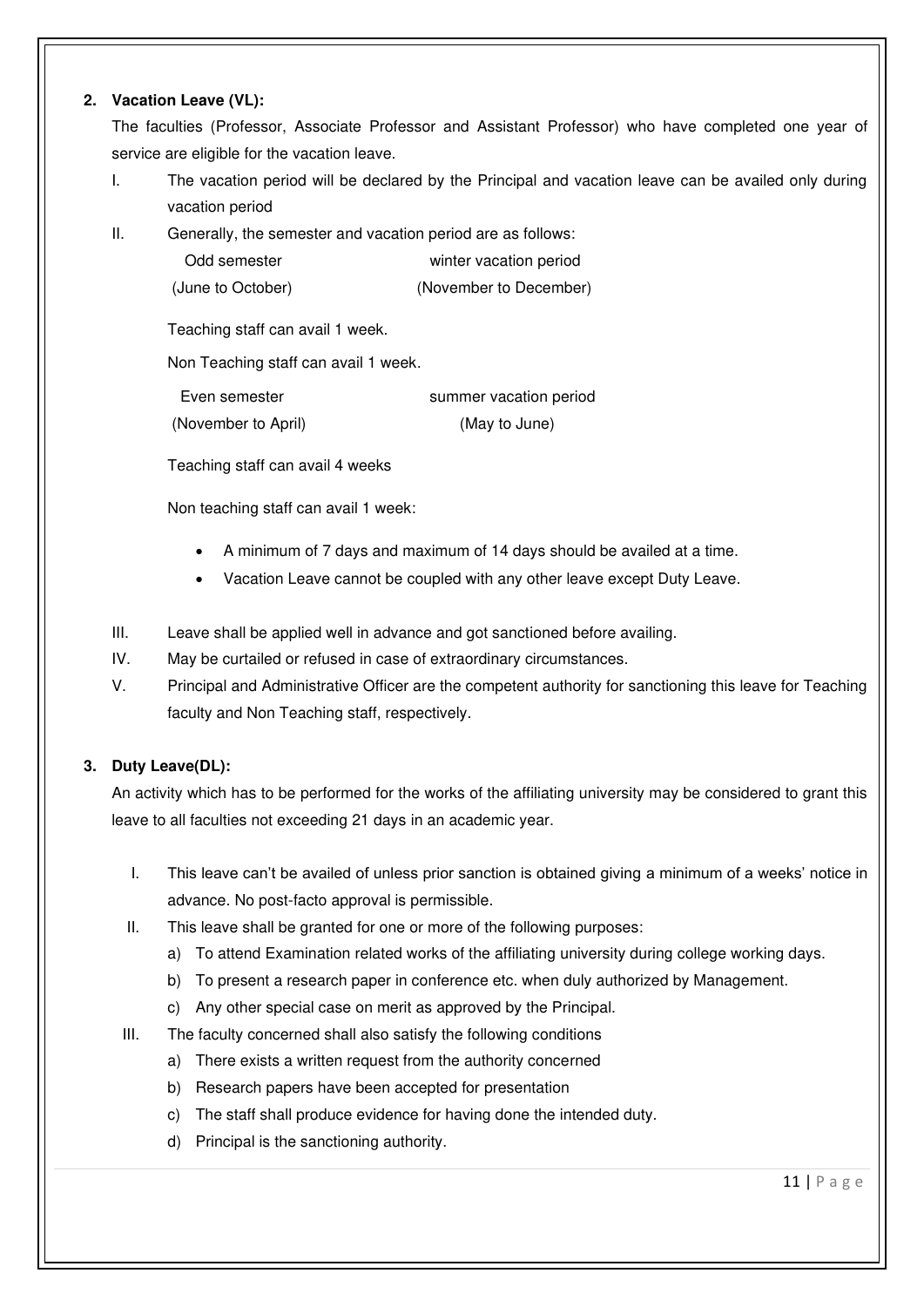2. **Vacation Leave (VL):**

The faculties (Professor, Associate Professor and Assistant Professor) who have completed one year of service are eligible for the vacation leave.

I. The vacation period will be declared by the Principal and vacation leave can be availed only during vacation period

II. Generally, the semester and vacation period are as follows:

| Odd semester | winter vacation period |
|---|---|
| (June to October) | (November to December) |

Teaching staff can avail 1 week.

Non Teaching staff can avail 1 week.

| Even semester | summer vacation period |
|---|---|
| (November to April) | (May to June) |

Teaching staff can avail 4 weeks

Non teaching staff can avail 1 week:

- A minimum of 7 days and maximum of 14 days should be availed at a time.
- Vacation Leave cannot be coupled with any other leave except Duty Leave.

III. Leave shall be applied well in advance and got sanctioned before availing.

IV. May be curtailed or refused in case of extraordinary circumstances.

V. Principal and Administrative Officer are the competent authority for sanctioning this leave for Teaching faculty and Non Teaching staff, respectively.

3. **Duty Leave(DL):**

An activity which has to be performed for the works of the affiliating university may be considered to grant this leave to all faculties not exceeding 21 days in an academic year.

I. This leave can't be availed of unless prior sanction is obtained giving a minimum of a weeks' notice in advance. No post-facto approval is permissible.

II. This leave shall be granted for one or more of the following purposes:
   a) To attend Examination related works of the affiliating university during college working days.
   b) To present a research paper in conference etc. when duly authorized by Management.
   c) Any other special case on merit as approved by the Principal.

III. The faculty concerned shall also satisfy the following conditions
   a) There exists a written request from the authority concerned
   b) Research papers have been accepted for presentation
   c) The staff shall produce evidence for having done the intended duty.
   d) Principal is the sanctioning authority.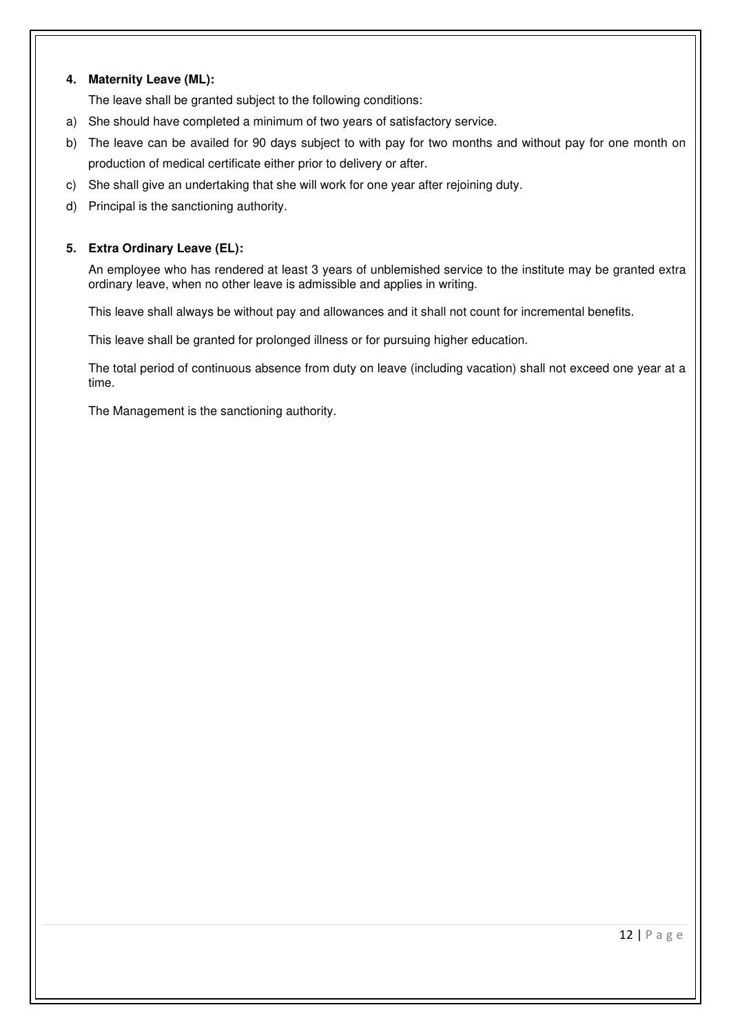**4. Maternity Leave (ML):**

The leave shall be granted subject to the following conditions:

a) She should have completed a minimum of two years of satisfactory service.

b) The leave can be availed for 90 days subject to with pay for two months and without pay for one month on production of medical certificate either prior to delivery or after.

c) She shall give an undertaking that she will work for one year after rejoining duty.

d) Principal is the sanctioning authority.

**5. Extra Ordinary Leave (EL):**

An employee who has rendered at least 3 years of unblemished service to the institute may be granted extra ordinary leave, when no other leave is admissible and applies in writing.

This leave shall always be without pay and allowances and it shall not count for incremental benefits.

This leave shall be granted for prolonged illness or for pursuing higher education.

The total period of continuous absence from duty on leave (including vacation) shall not exceed one year at a time.

The Management is the sanctioning authority.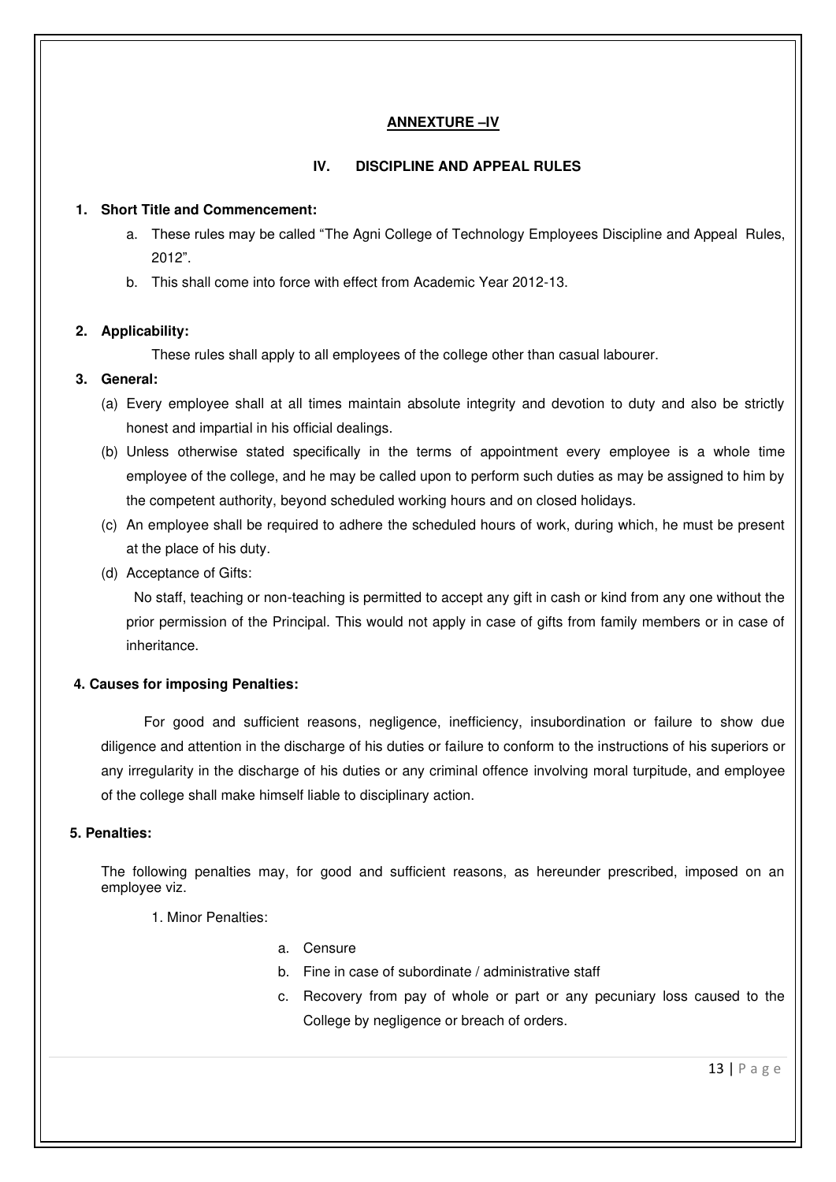## ANNEXURE –IV

### IV. DISCIPLINE AND APPEAL RULES

**1. Short Title and Commencement:**

a. These rules may be called "The Agni College of Technology Employees Discipline and Appeal Rules, 2012".

b. This shall come into force with effect from Academic Year 2012-13.

**2. Applicability:**

These rules shall apply to all employees of the college other than casual labourer.

**3. General:**

(a) Every employee shall at all times maintain absolute integrity and devotion to duty and also be strictly honest and impartial in his official dealings.

(b) Unless otherwise stated specifically in the terms of appointment every employee is a whole time employee of the college, and he may be called upon to perform such duties as may be assigned to him by the competent authority, beyond scheduled working hours and on closed holidays.

(c) An employee shall be required to adhere the scheduled hours of work, during which, he must be present at the place of his duty.

(d) Acceptance of Gifts:

No staff, teaching or non-teaching is permitted to accept any gift in cash or kind from any one without the prior permission of the Principal. This would not apply in case of gifts from family members or in case of inheritance.

**4. Causes for imposing Penalties:**

For good and sufficient reasons, negligence, inefficiency, insubordination or failure to show due diligence and attention in the discharge of his duties or failure to conform to the instructions of his superiors or any irregularity in the discharge of his duties or any criminal offence involving moral turpitude, and employee of the college shall make himself liable to disciplinary action.

**5. Penalties:**

The following penalties may, for good and sufficient reasons, as hereunder prescribed, imposed on an employee viz.

1. Minor Penalties:

   a. Censure

   b. Fine in case of subordinate / administrative staff

   c. Recovery from pay of whole or part or any pecuniary loss caused to the College by negligence or breach of orders.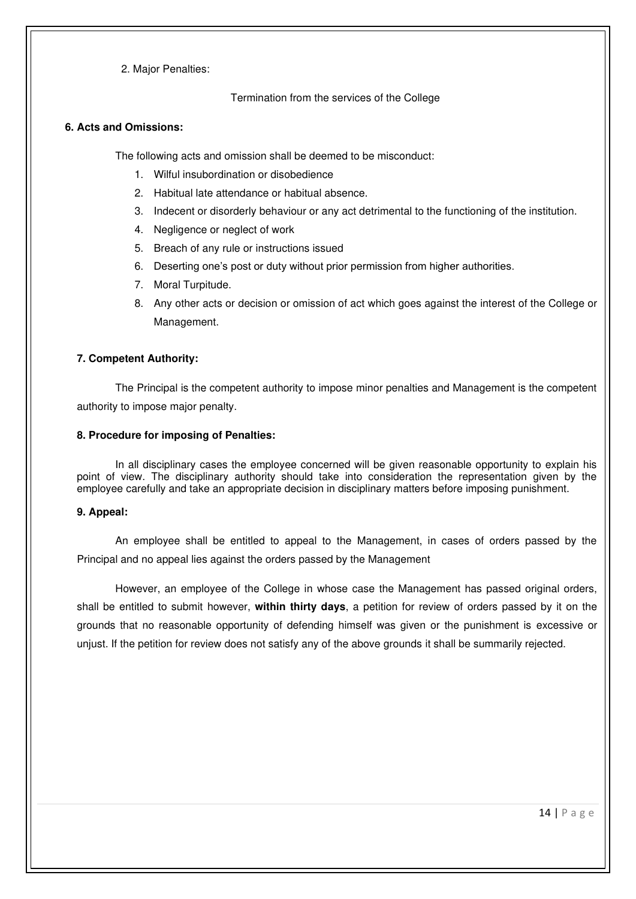2. Major Penalties:

Termination from the services of the College

**6. Acts and Omissions:**

The following acts and omission shall be deemed to be misconduct:

1. Wilful insubordination or disobedience
2. Habitual late attendance or habitual absence.
3. Indecent or disorderly behaviour or any act detrimental to the functioning of the institution.
4. Negligence or neglect of work
5. Breach of any rule or instructions issued
6. Deserting one's post or duty without prior permission from higher authorities.
7. Moral Turpitude.
8. Any other acts or decision or omission of act which goes against the interest of the College or Management.

**7. Competent Authority:**

The Principal is the competent authority to impose minor penalties and Management is the competent authority to impose major penalty.

**8. Procedure for imposing of Penalties:**

In all disciplinary cases the employee concerned will be given reasonable opportunity to explain his point of view. The disciplinary authority should take into consideration the representation given by the employee carefully and take an appropriate decision in disciplinary matters before imposing punishment.

**9. Appeal:**

An employee shall be entitled to appeal to the Management, in cases of orders passed by the Principal and no appeal lies against the orders passed by the Management

However, an employee of the College in whose case the Management has passed original orders, shall be entitled to submit however, **within thirty days**, a petition for review of orders passed by it on the grounds that no reasonable opportunity of defending himself was given or the punishment is excessive or unjust. If the petition for review does not satisfy any of the above grounds it shall be summarily rejected.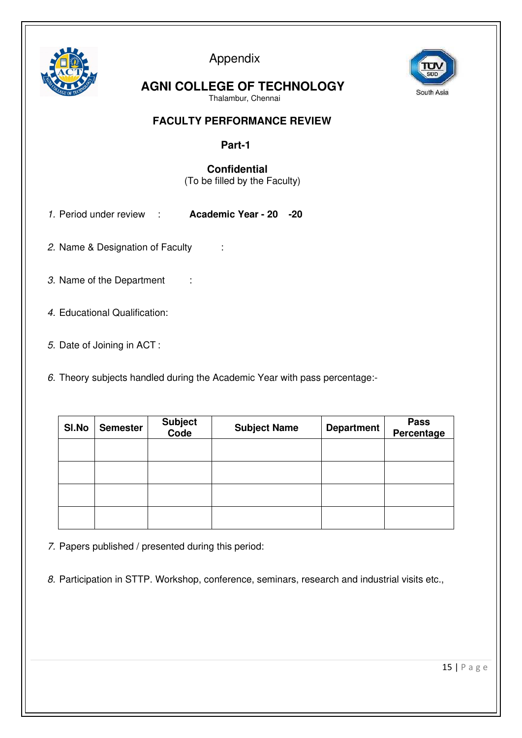Appendix

# AGNI COLLEGE OF TECHNOLOGY

Thalambur, Chennai

South Asia

## FACULTY PERFORMANCE REVIEW

### Part-1

**Confidential**

(To be filled by the Faculty)

1. Period under review : **Academic Year - 20 -20**
2. Name & Designation of Faculty :
3. Name of the Department :
4. Educational Qualification:
5. Date of Joining in ACT :
6. Theory subjects handled during the Academic Year with pass percentage:-

| Sl.No | Semester | Subject Code | Subject Name | Department | Pass Percentage |
|---|---|---|---|---|---|
| | | | | | |
| | | | | | |
| | | | | | |
| | | | | | |

7. Papers published / presented during this period:
8. Participation in STTP. Workshop, conference, seminars, research and industrial visits etc.,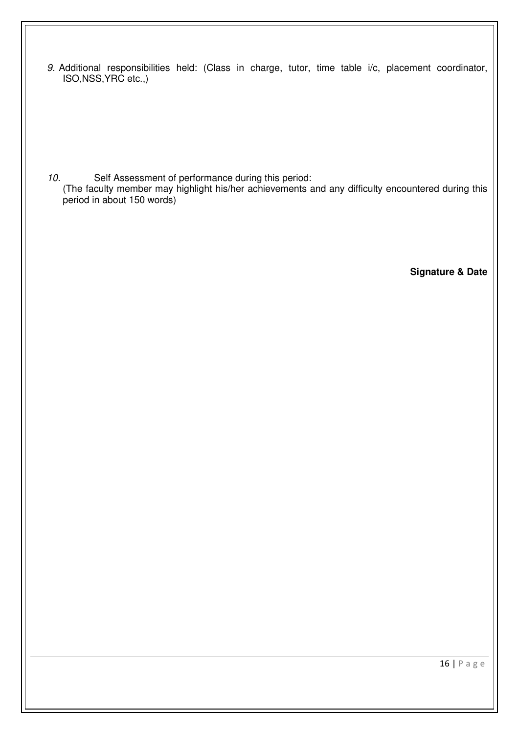*9.* Additional responsibilities held: (Class in charge, tutor, time table i/c, placement coordinator, ISO,NSS,YRC etc.,)

*10.* Self Assessment of performance during this period:
(The faculty member may highlight his/her achievements and any difficulty encountered during this period in about 150 words)

**Signature & Date**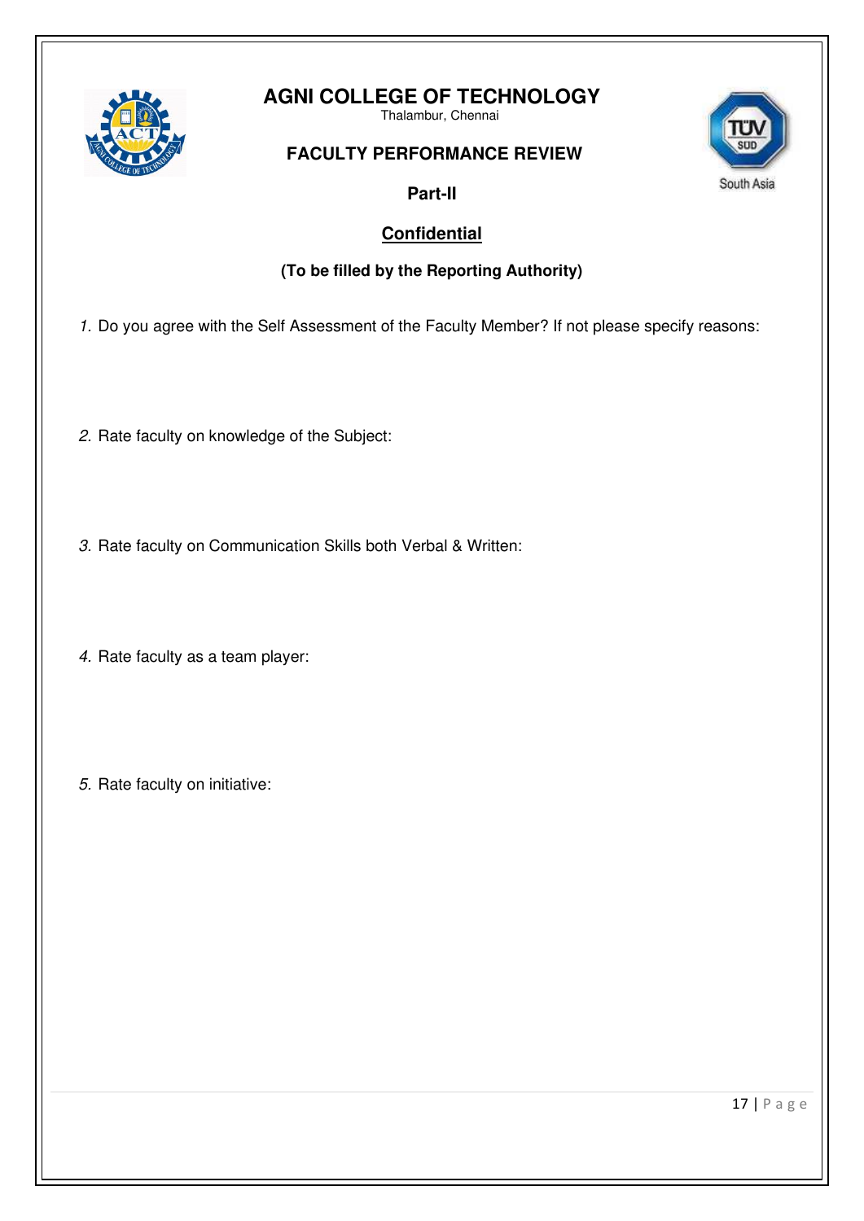# AGNI COLLEGE OF TECHNOLOGY

Thalambur, Chennai

## FACULTY PERFORMANCE REVIEW

**Part-II**

**<u>Confidential</u>**

**(To be filled by the Reporting Authority)**

1. Do you agree with the Self Assessment of the Faculty Member? If not please specify reasons:

2. Rate faculty on knowledge of the Subject:

3. Rate faculty on Communication Skills both Verbal & Written:

4. Rate faculty as a team player:

5. Rate faculty on initiative: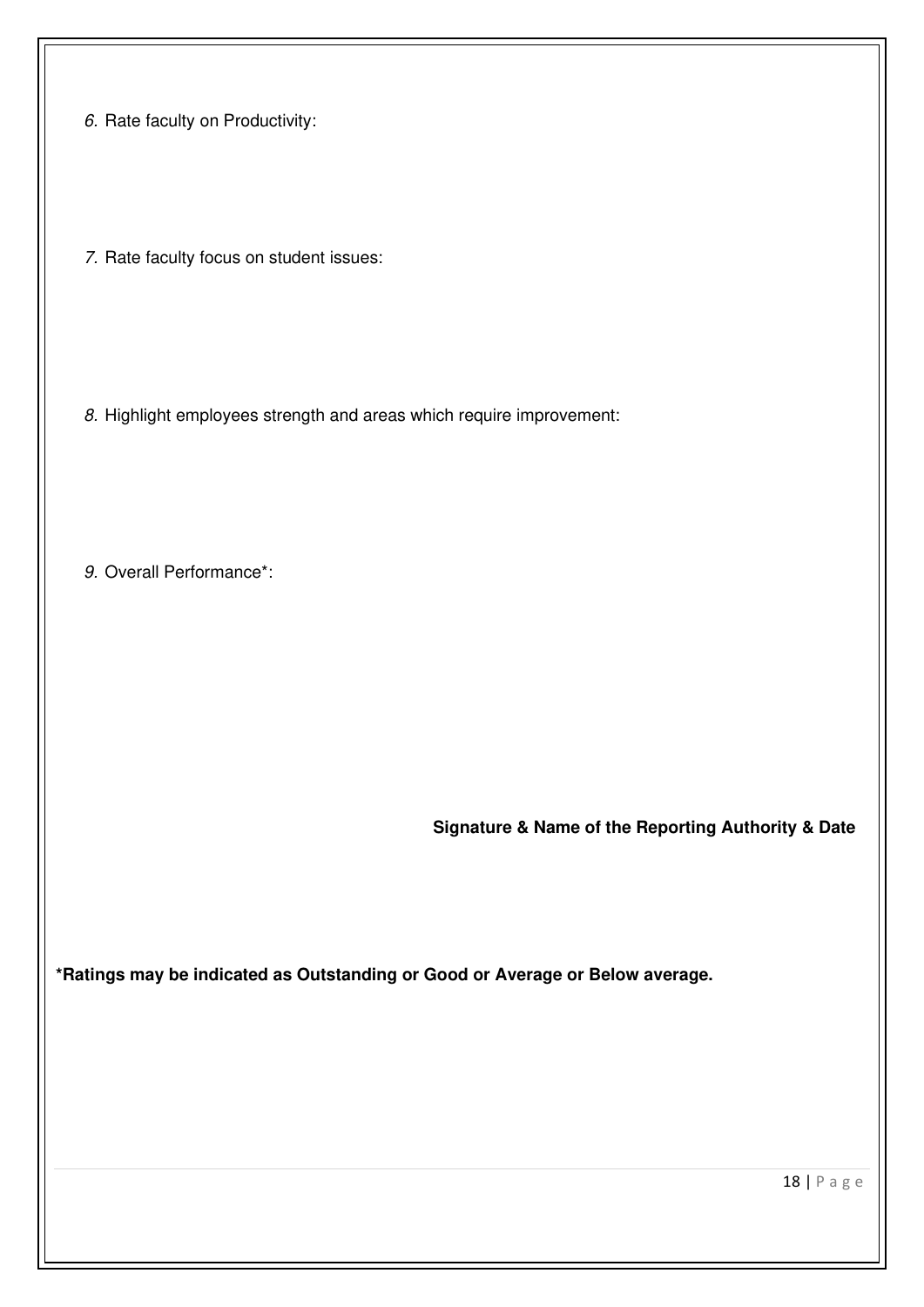*6.* Rate faculty on Productivity:

*7.* Rate faculty focus on student issues:

*8.* Highlight employees strength and areas which require improvement:

*9.* Overall Performance*:

**Signature & Name of the Reporting Authority & Date**

***Ratings may be indicated as Outstanding or Good or Average or Below average.**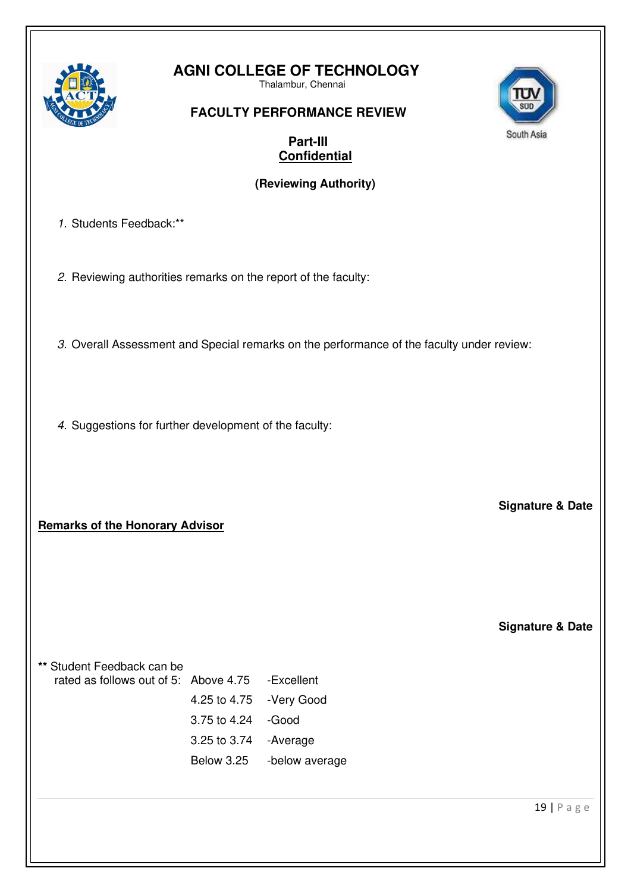# AGNI COLLEGE OF TECHNOLOGY

Thalambur, Chennai

## FACULTY PERFORMANCE REVIEW

**Part-III**

**Confidential**

**(Reviewing Authority)**

1. Students Feedback:**

2. Reviewing authorities remarks on the report of the faculty:

3. Overall Assessment and Special remarks on the performance of the faculty under review:

4. Suggestions for further development of the faculty:

**Signature & Date**

**Remarks of the Honorary Advisor**

**Signature & Date**

** Student Feedback can be rated as follows out of 5:

| | |
|---|---|
| Above 4.75 | -Excellent |
| 4.25 to 4.75 | -Very Good |
| 3.75 to 4.24 | -Good |
| 3.25 to 3.74 | -Average |
| Below 3.25 | -below average |